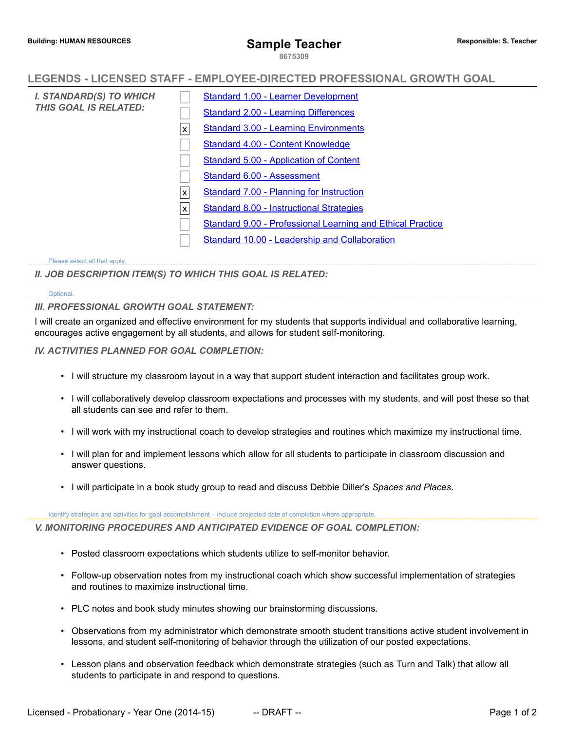**Building: HUMAN RESOURCES**

# Sample Teacher

8675309

**Responsible: S. Teacher**

## LEGENDS - LICENSED STAFF - EMPLOYEE-DIRECTED PROFESSIONAL GROWTH GOAL

### *I. STANDARD(S) TO WHICH THIS GOAL IS RELATED:*

- [ ] Standard 1.00 - Learner Development
- [ ] Standard 2.00 - Learning Differences
- [x] Standard 3.00 - Learning Environments
- [ ] Standard 4.00 - Content Knowledge
- [ ] Standard 5.00 - Application of Content
- [ ] Standard 6.00 - Assessment
- [x] Standard 7.00 - Planning for Instruction
- [x] Standard 8.00 - Instructional Strategies
- [ ] Standard 9.00 - Professional Learning and Ethical Practice
- [ ] Standard 10.00 - Leadership and Collaboration

Please select all that apply.

### *II. JOB DESCRIPTION ITEM(S) TO WHICH THIS GOAL IS RELATED:*

Optional.

### *III. PROFESSIONAL GROWTH GOAL STATEMENT:*

I will create an organized and effective environment for my students that supports individual and collaborative learning, encourages active engagement by all students, and allows for student self-monitoring.

### *IV. ACTIVITIES PLANNED FOR GOAL COMPLETION:*

- I will structure my classroom layout in a way that support student interaction and facilitates group work.
- I will collaboratively develop classroom expectations and processes with my students, and will post these so that all students can see and refer to them.
- I will work with my instructional coach to develop strategies and routines which maximize my instructional time.
- I will plan for and implement lessons which allow for all students to participate in classroom discussion and answer questions.
- I will participate in a book study group to read and discuss Debbie Diller's *Spaces and Places*.

Identify strategies and activities for goal accomplishment – include projected date of completion where appropriate.

### *V. MONITORING PROCEDURES AND ANTICIPATED EVIDENCE OF GOAL COMPLETION:*

- Posted classroom expectations which students utilize to self-monitor behavior.
- Follow-up observation notes from my instructional coach which show successful implementation of strategies and routines to maximize instructional time.
- PLC notes and book study minutes showing our brainstorming discussions.
- Observations from my administrator which demonstrate smooth student transitions active student involvement in lessons, and student self-monitoring of behavior through the utilization of our posted expectations.
- Lesson plans and observation feedback which demonstrate strategies (such as Turn and Talk) that allow all students to participate in and respond to questions.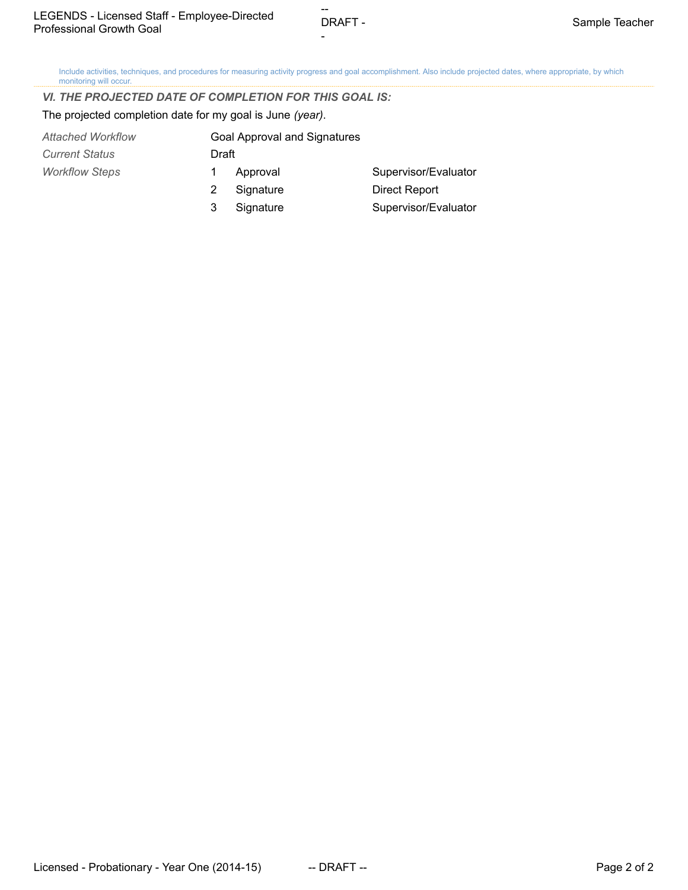Include activities, techniques, and procedures for measuring activity progress and goal accomplishment. Also include projected dates, where appropriate, by which monitoring will occur.

### *VI. THE PROJECTED DATE OF COMPLETION FOR THIS GOAL IS:*

The projected completion date for my goal is June *(year)*.

| | | | |
|---|---|---|---|
| *Attached Workflow* | Goal Approval and Signatures | | |
| *Current Status* | Draft | | |
| *Workflow Steps* | 1 | Approval | Supervisor/Evaluator |
| | 2 | Signature | Direct Report |
| | 3 | Signature | Supervisor/Evaluator |